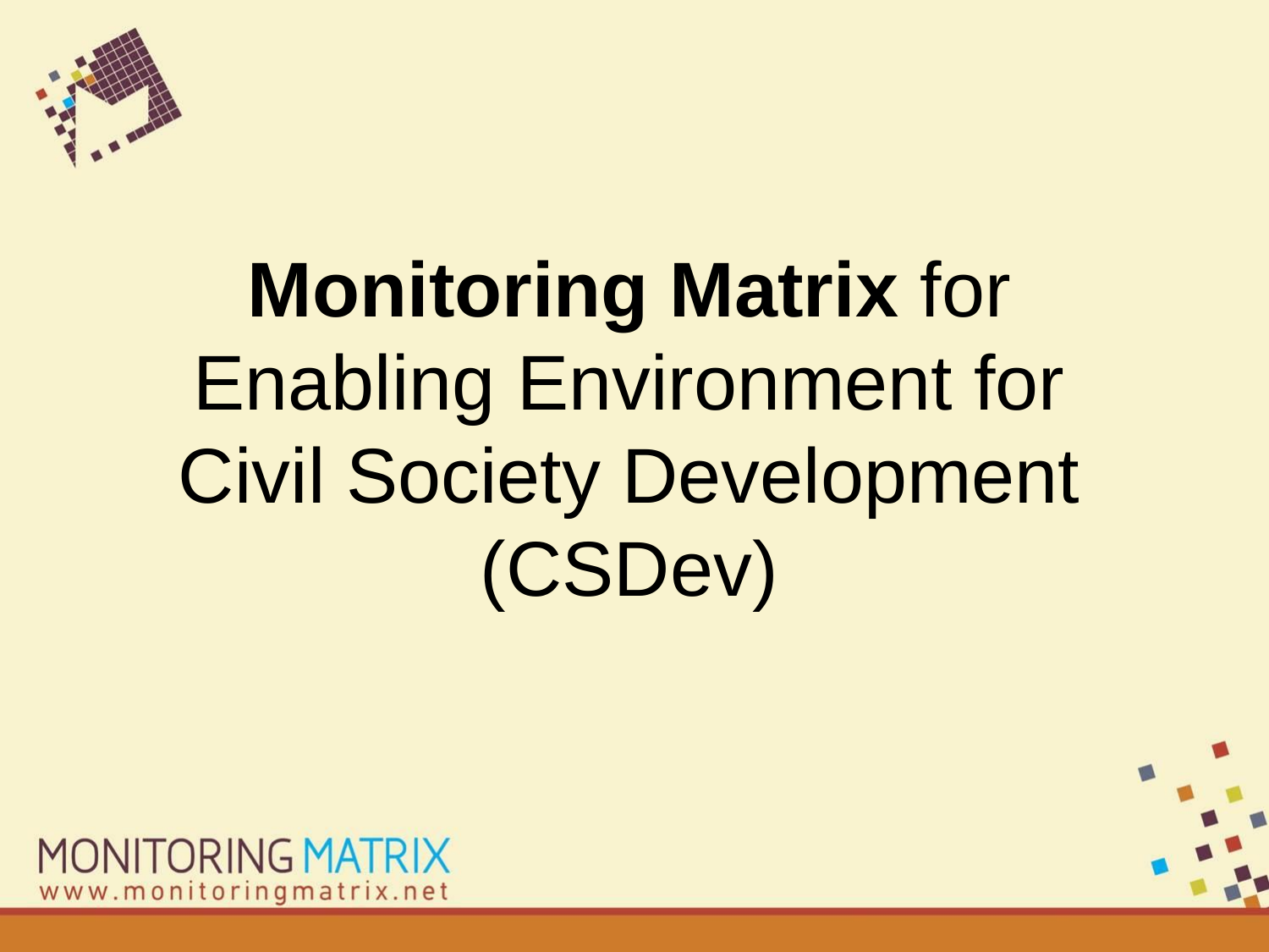# **Monitoring Matrix** for Enabling Environment for Civil Society Development (CSDev)

MONITORING MATRIX
www.monitoringmatrix.net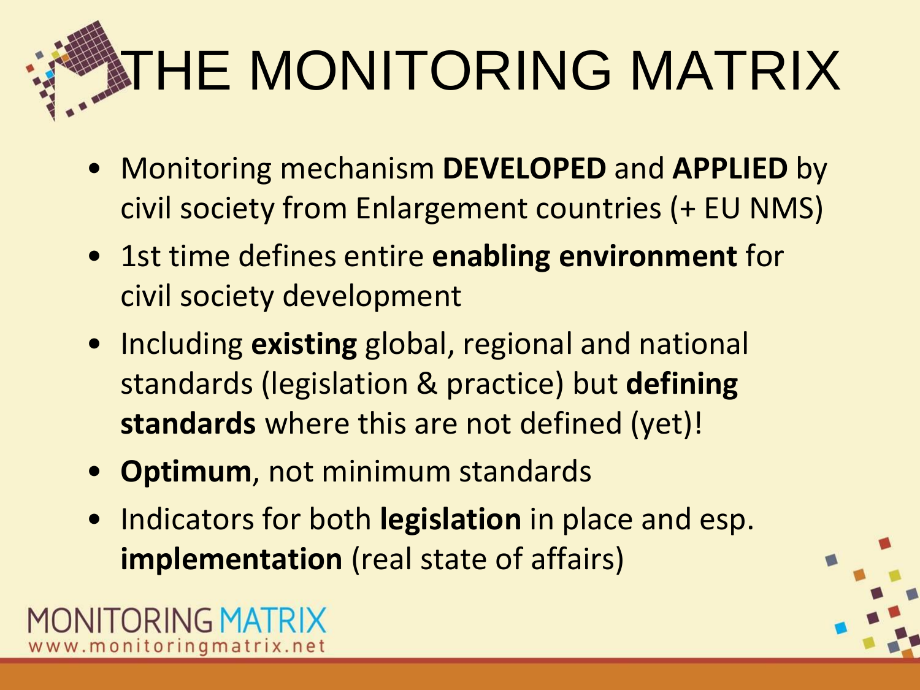# THE MONITORING MATRIX

- Monitoring mechanism **DEVELOPED** and **APPLIED** by civil society from Enlargement countries (+ EU NMS)
- 1st time defines entire **enabling environment** for civil society development
- Including **existing** global, regional and national standards (legislation & practice) but **defining standards** where this are not defined (yet)!
- **Optimum**, not minimum standards
- Indicators for both **legislation** in place and esp. **implementation** (real state of affairs)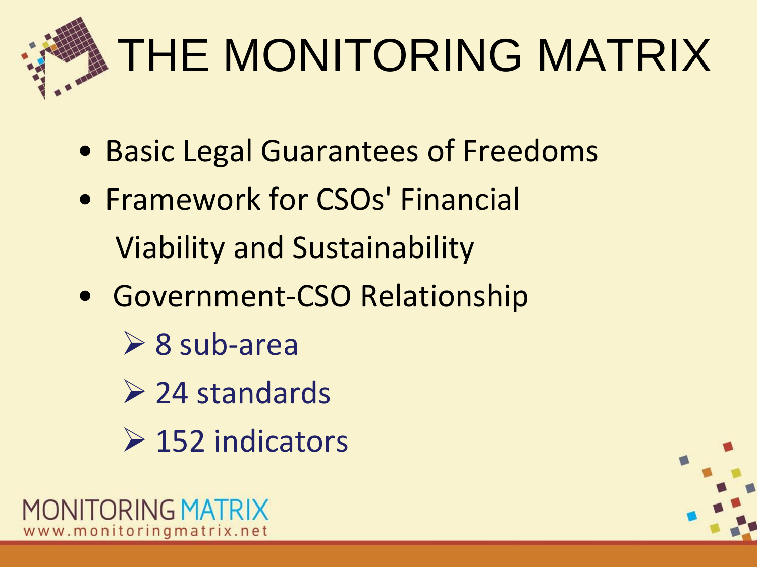# THE MONITORING MATRIX

- Basic Legal Guarantees of Freedoms
- Framework for CSOs' Financial Viability and Sustainability
- Government-CSO Relationship
  - 8 sub-area
  - 24 standards
  - 152 indicators

MONITORING MATRIX
www.monitoringmatrix.net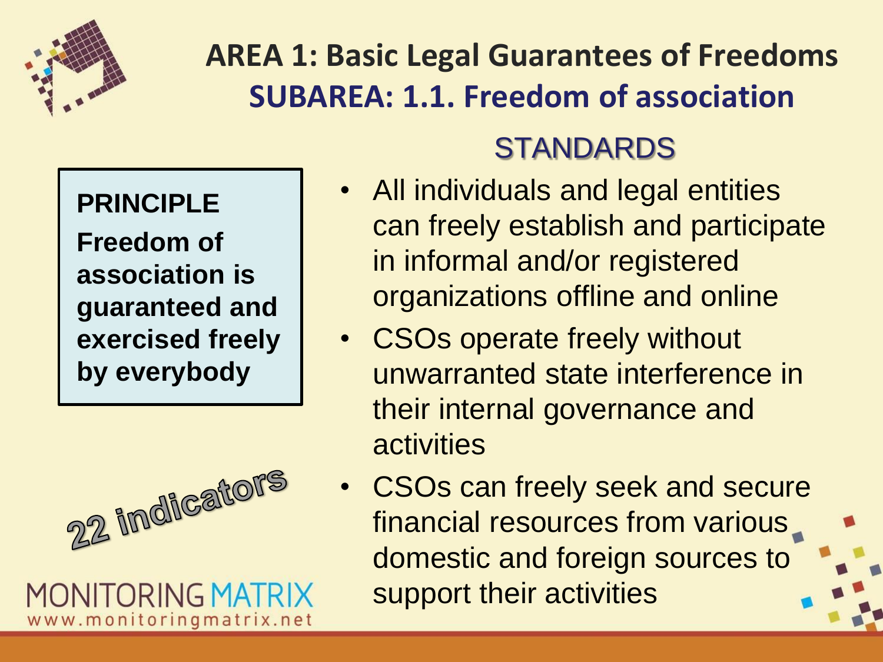# AREA 1: Basic Legal Guarantees of Freedoms

## SUBAREA: 1.1. Freedom of association

**PRINCIPLE**

**Freedom of association is guaranteed and exercised freely by everybody**

22 indicators

### STANDARDS

- All individuals and legal entities can freely establish and participate in informal and/or registered organizations offline and online
- CSOs operate freely without unwarranted state interference in their internal governance and activities
- CSOs can freely seek and secure financial resources from various domestic and foreign sources to support their activities

MONITORING MATRIX
www.monitoringmatrix.net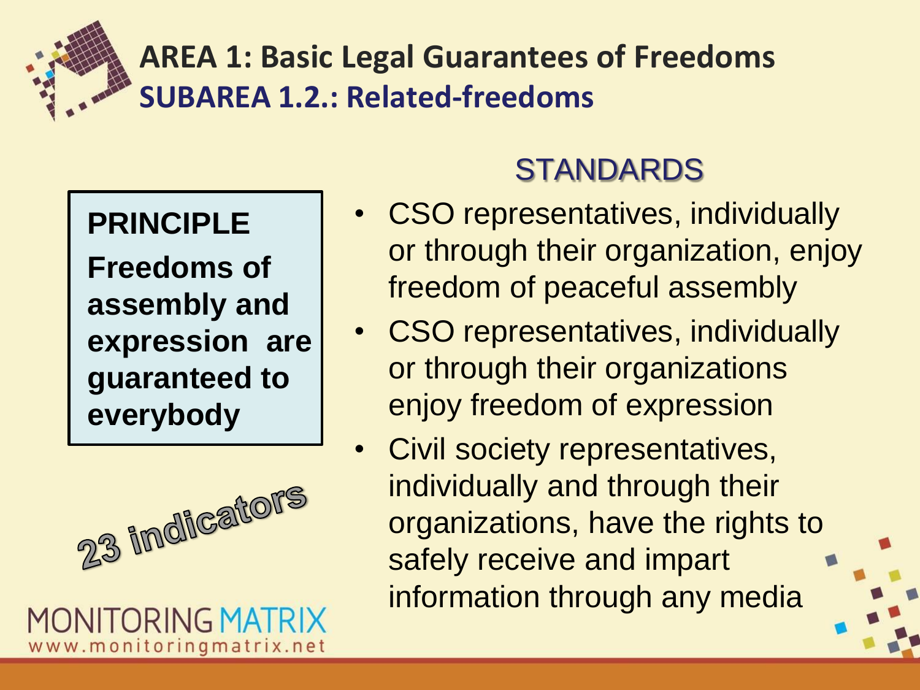# AREA 1: Basic Legal Guarantees of Freedoms

## SUBAREA 1.2.: Related-freedoms

**PRINCIPLE**

**Freedoms of assembly and expression are guaranteed to everybody**

23 indicators

### STANDARDS

- CSO representatives, individually or through their organization, enjoy freedom of peaceful assembly
- CSO representatives, individually or through their organizations enjoy freedom of expression
- Civil society representatives, individually and through their organizations, have the rights to safely receive and impart information through any media

MONITORING MATRIX
www.monitoringmatrix.net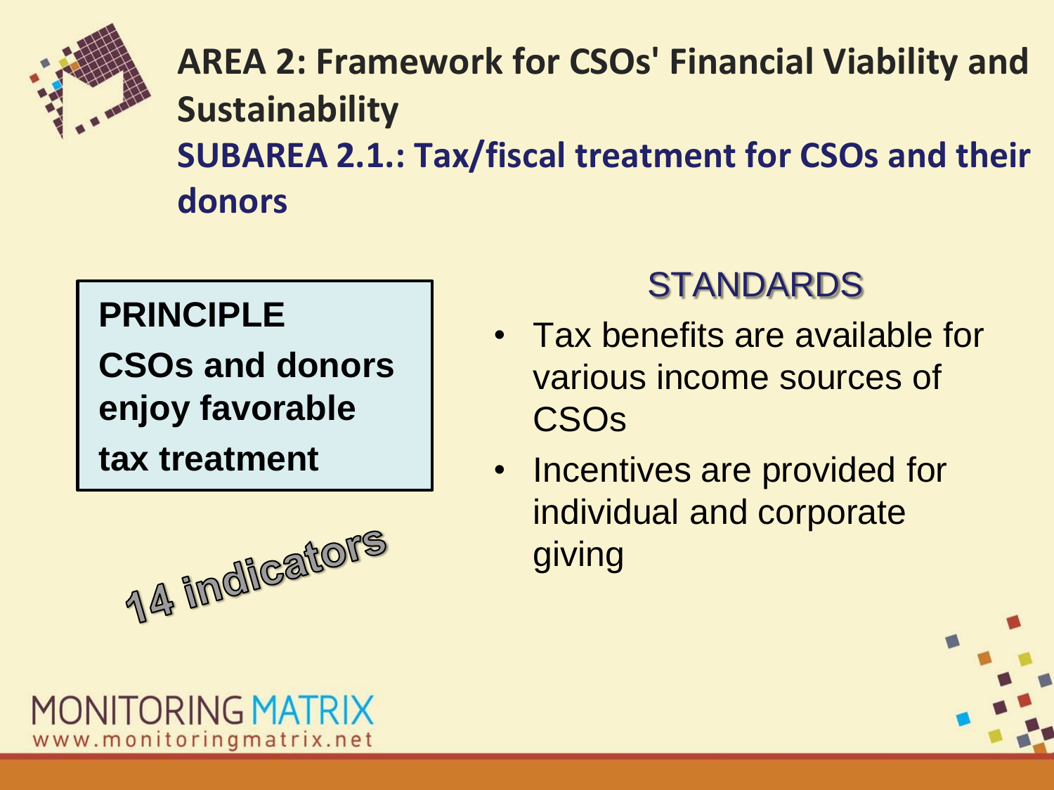# AREA 2: Framework for CSOs' Financial Viability and Sustainability

## SUBAREA 2.1.: Tax/fiscal treatment for CSOs and their donors

**PRINCIPLE**

**CSOs and donors enjoy favorable tax treatment**

14 indicators

### STANDARDS

- Tax benefits are available for various income sources of CSOs
- Incentives are provided for individual and corporate giving

MONITORING MATRIX
www.monitoringmatrix.net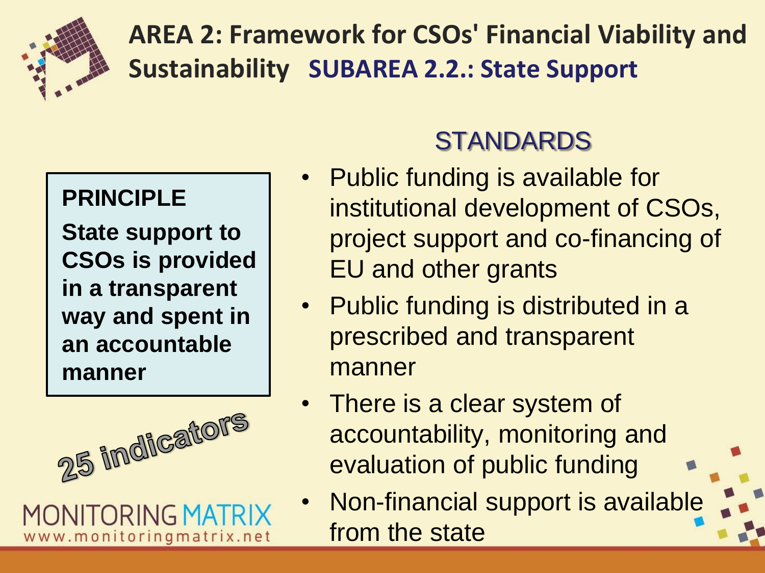# AREA 2: Framework for CSOs' Financial Viability and Sustainability SUBAREA 2.2.: State Support

**PRINCIPLE**

**State support to CSOs is provided in a transparent way and spent in an accountable manner**

25 indicators

## STANDARDS

- Public funding is available for institutional development of CSOs, project support and co-financing of EU and other grants
- Public funding is distributed in a prescribed and transparent manner
- There is a clear system of accountability, monitoring and evaluation of public funding
- Non-financial support is available from the state

MONITORING MATRIX
www.monitoringmatrix.net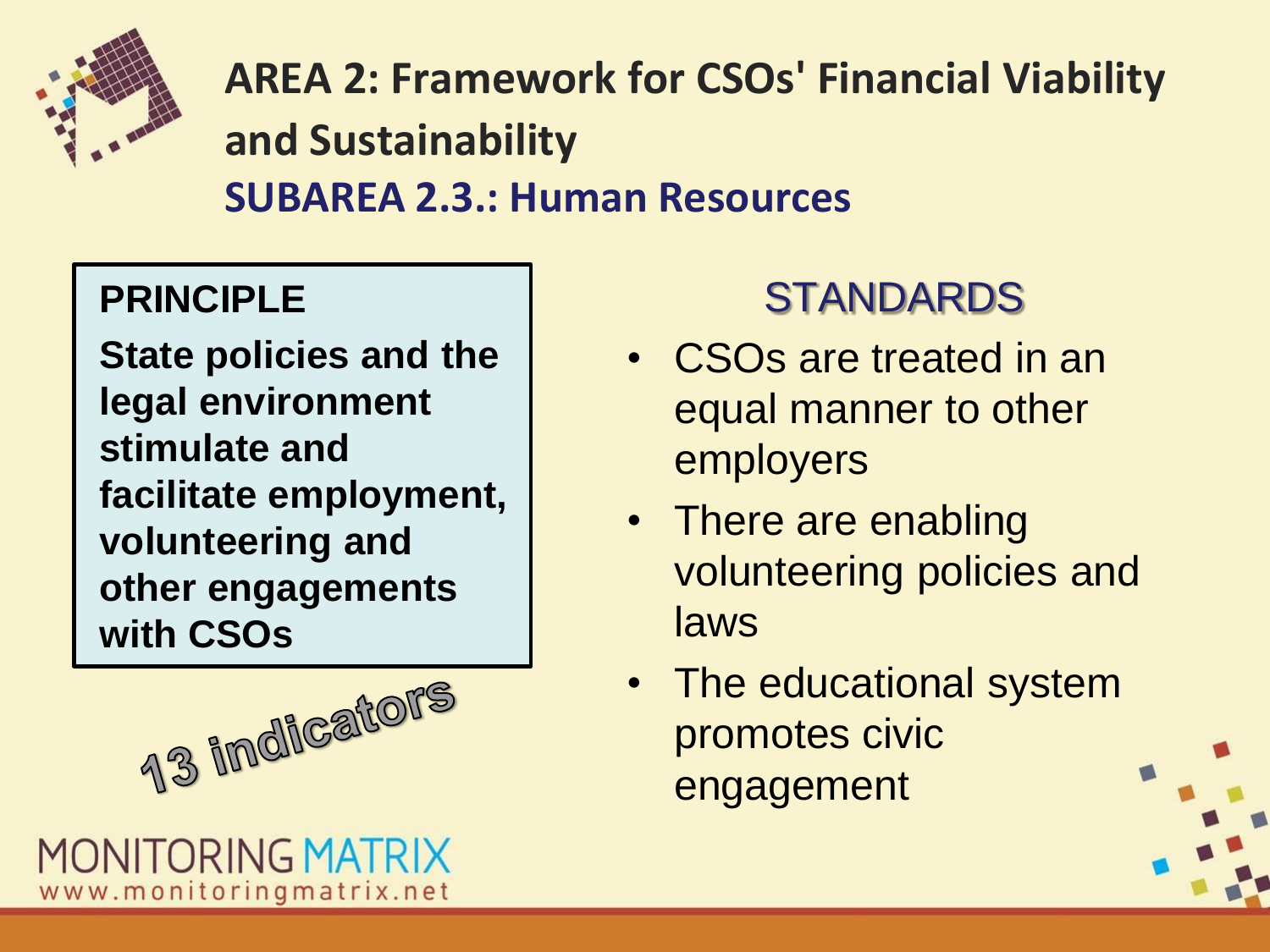# AREA 2: Framework for CSOs' Financial Viability and Sustainability

## SUBAREA 2.3.: Human Resources

**PRINCIPLE**

**State policies and the legal environment stimulate and facilitate employment, volunteering and other engagements with CSOs**

13 indicators

### STANDARDS

- CSOs are treated in an equal manner to other employers
- There are enabling volunteering policies and laws
- The educational system promotes civic engagement

MONITORING MATRIX
www.monitoringmatrix.net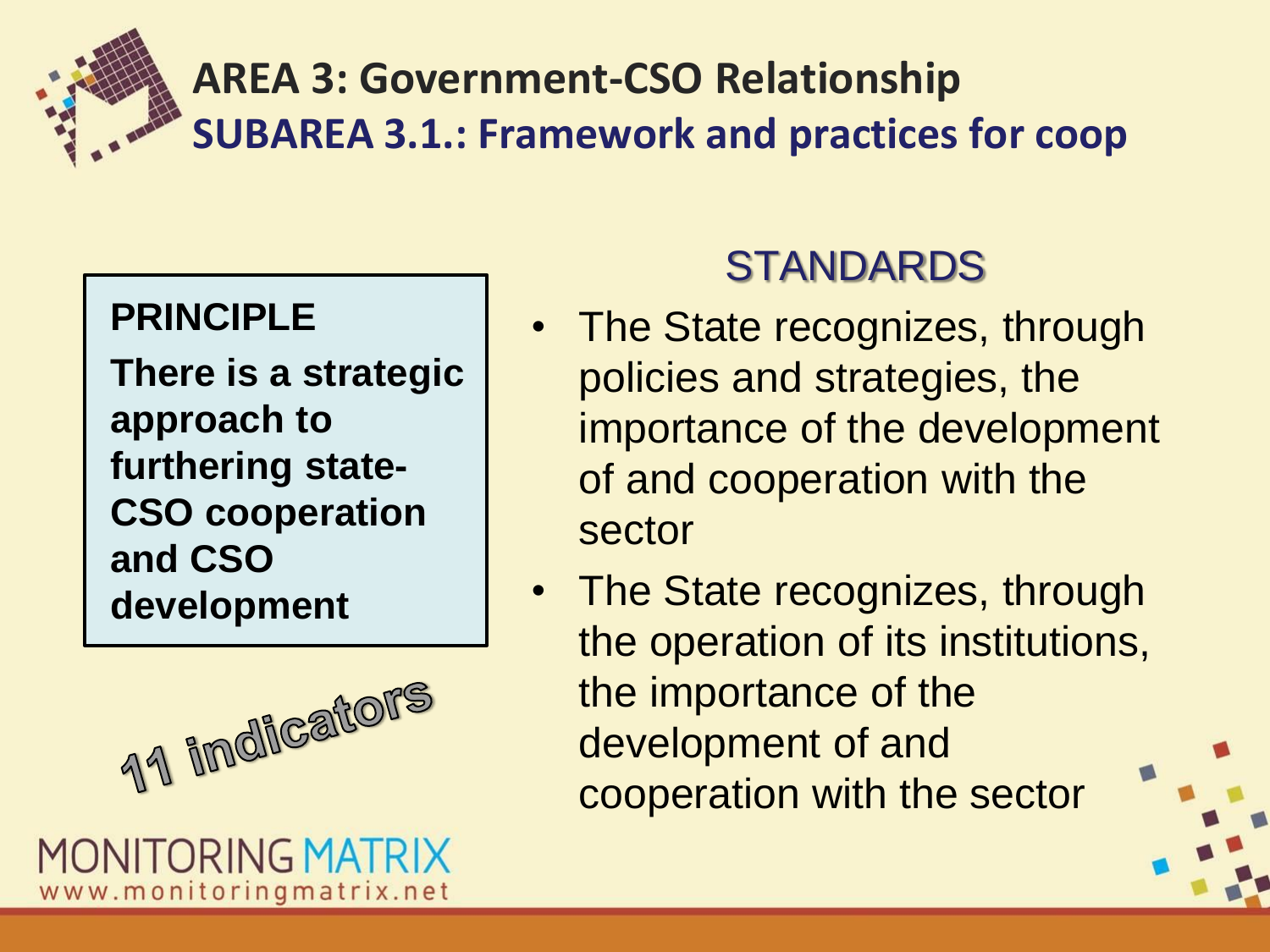# AREA 3: Government-CSO Relationship

## SUBAREA 3.1.: Framework and practices for coop

**PRINCIPLE**

**There is a strategic approach to furthering state-CSO cooperation and CSO development**

11 indicators

### STANDARDS

- The State recognizes, through policies and strategies, the importance of the development of and cooperation with the sector
- The State recognizes, through the operation of its institutions, the importance of the development of and cooperation with the sector

MONITORING MATRIX
www.monitoringmatrix.net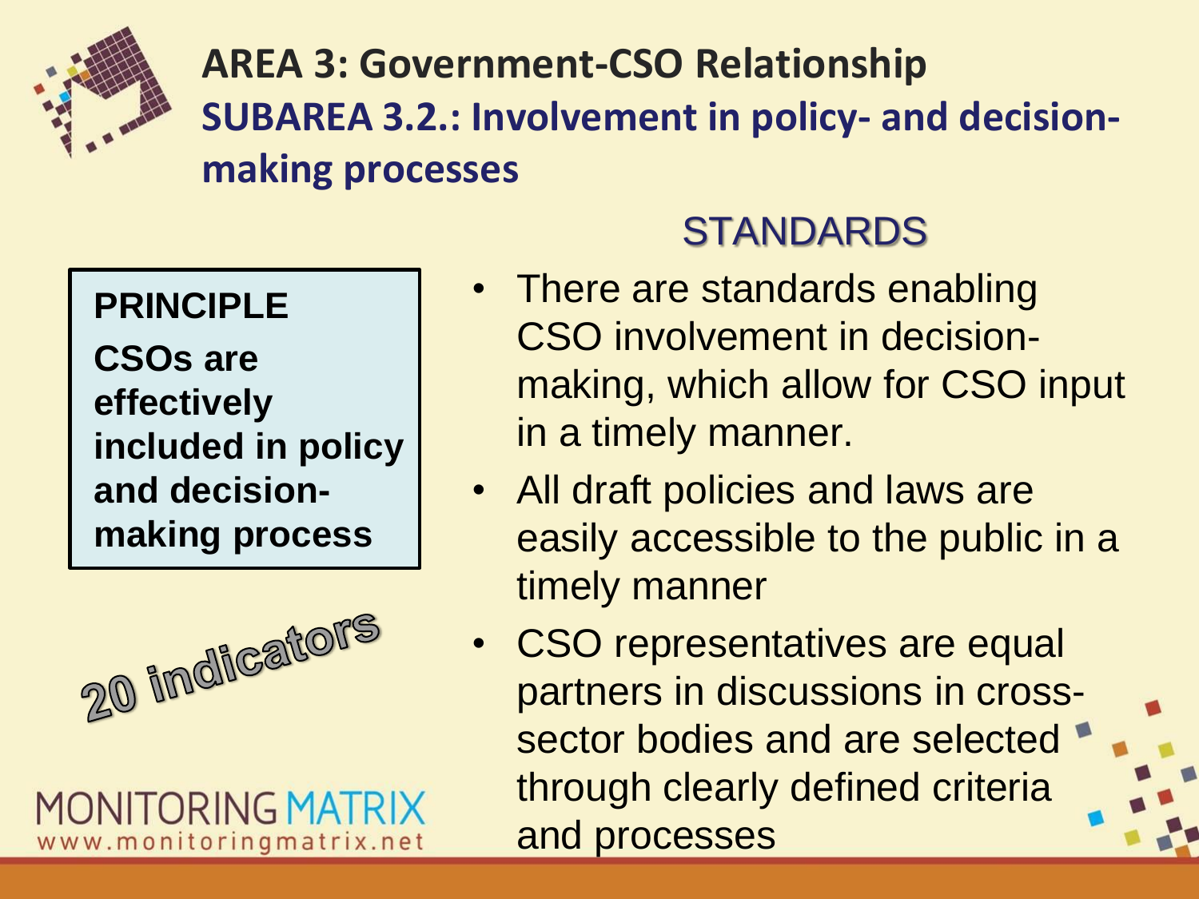# AREA 3: Government-CSO Relationship

## SUBAREA 3.2.: Involvement in policy- and decision-making processes

**PRINCIPLE**

**CSOs are effectively included in policy and decision-making process**

20 indicators

### STANDARDS

- There are standards enabling CSO involvement in decision-making, which allow for CSO input in a timely manner.
- All draft policies and laws are easily accessible to the public in a timely manner
- CSO representatives are equal partners in discussions in cross-sector bodies and are selected through clearly defined criteria and processes

MONITORING MATRIX
www.monitoringmatrix.net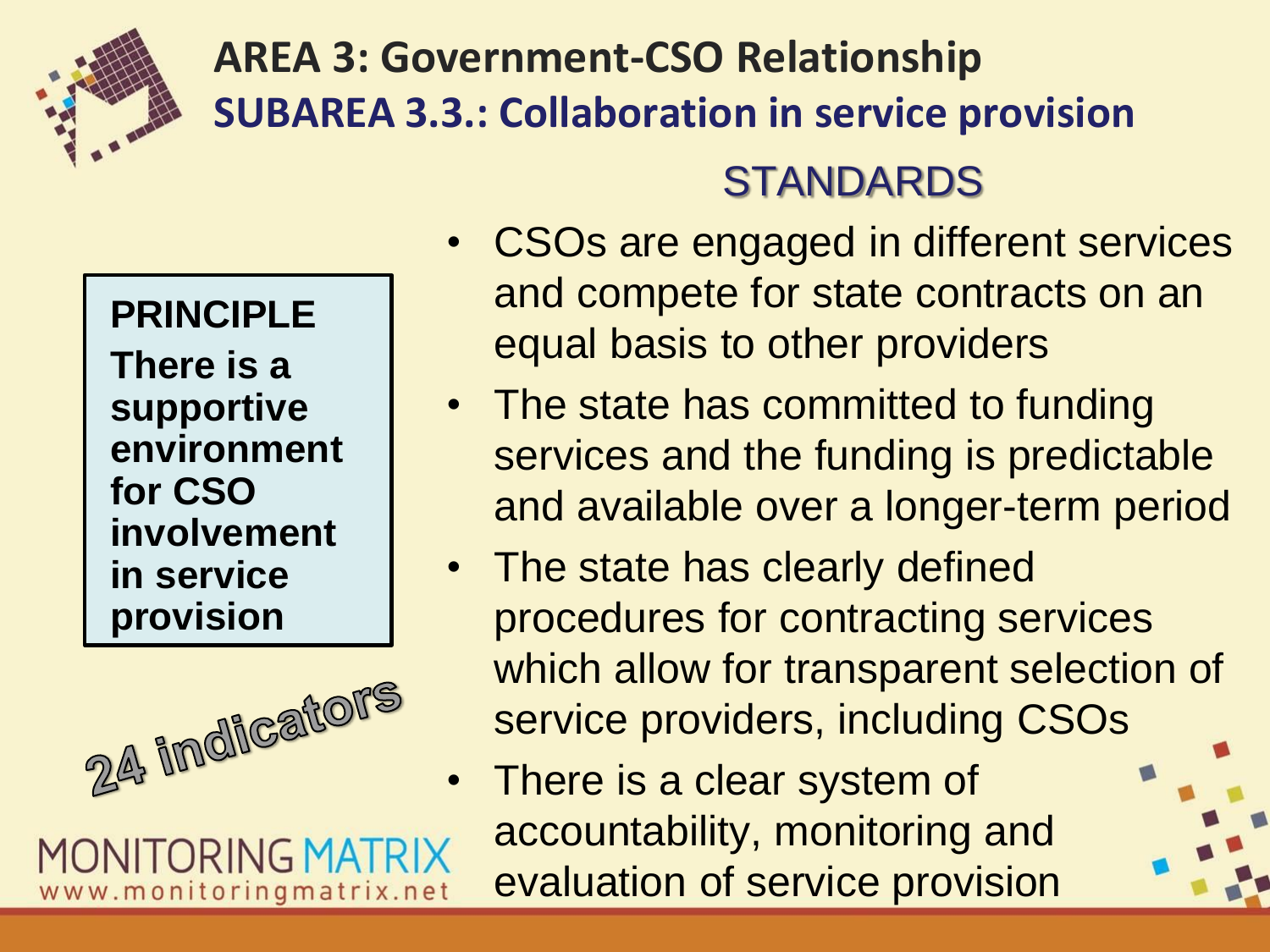# AREA 3: Government-CSO Relationship

## SUBAREA 3.3.: Collaboration in service provision

**PRINCIPLE**

**There is a supportive environment for CSO involvement in service provision**

24 indicators

### STANDARDS

- CSOs are engaged in different services and compete for state contracts on an equal basis to other providers
- The state has committed to funding services and the funding is predictable and available over a longer-term period
- The state has clearly defined procedures for contracting services which allow for transparent selection of service providers, including CSOs
- There is a clear system of accountability, monitoring and evaluation of service provision

MONITORING MATRIX
www.monitoringmatrix.net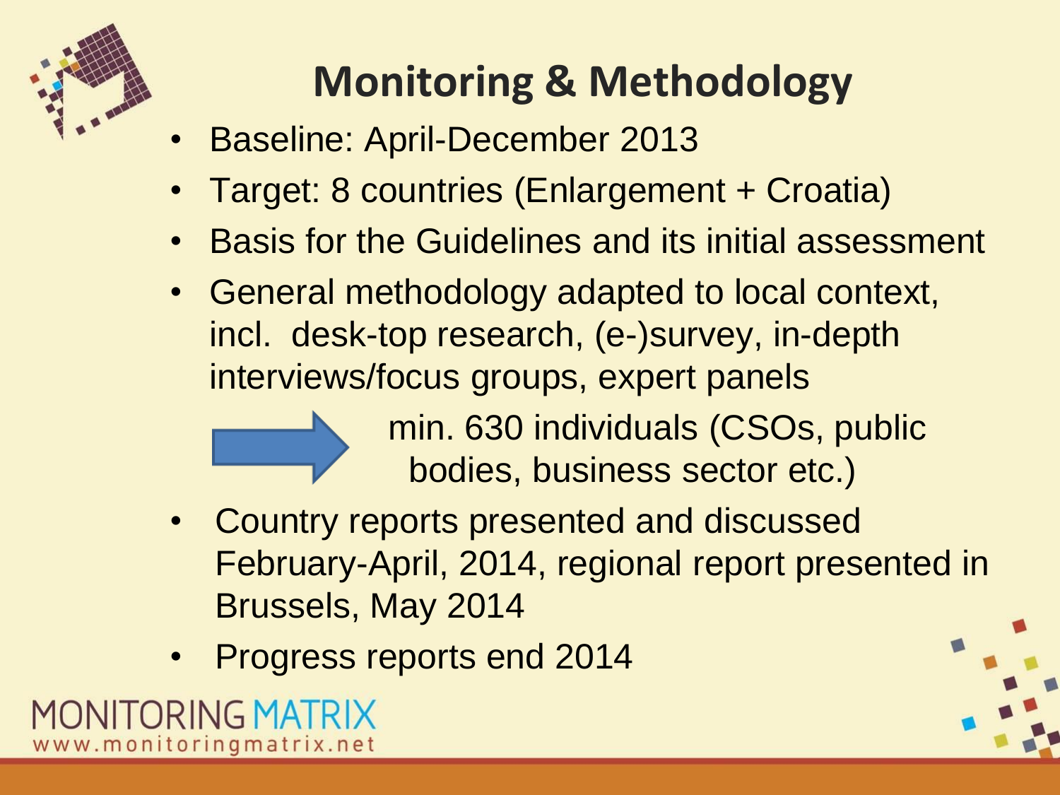# Monitoring & Methodology

- Baseline: April-December 2013
- Target: 8 countries (Enlargement + Croatia)
- Basis for the Guidelines and its initial assessment
- General methodology adapted to local context, incl. desk-top research, (e-)survey, in-depth interviews/focus groups, expert panels

  → min. 630 individuals (CSOs, public bodies, business sector etc.)

- Country reports presented and discussed February-April, 2014, regional report presented in Brussels, May 2014
- Progress reports end 2014

MONITORING MATRIX
www.monitoringmatrix.net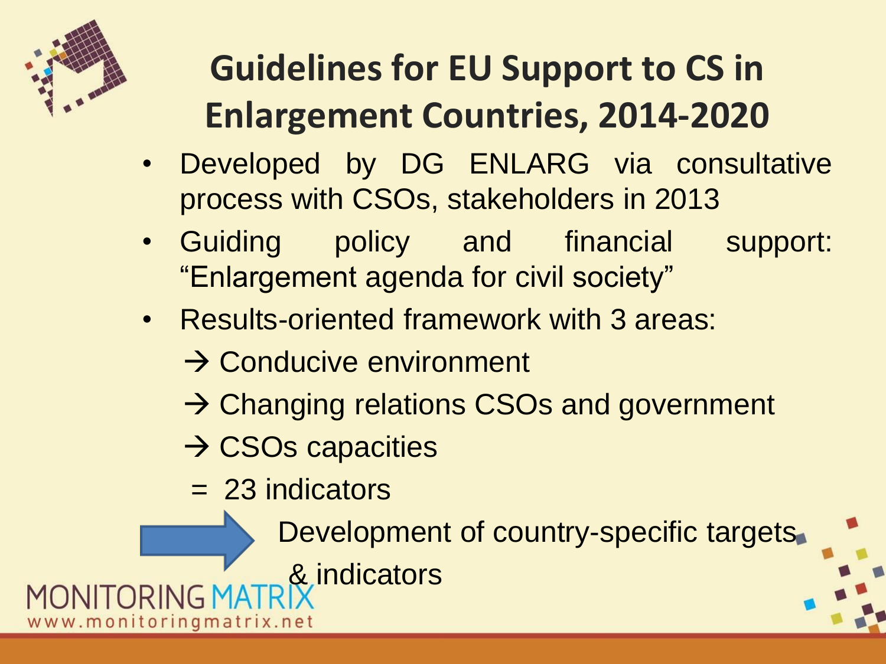# Guidelines for EU Support to CS in Enlargement Countries, 2014-2020

- Developed by DG ENLARG via consultative process with CSOs, stakeholders in 2013
- Guiding policy and financial support: "Enlargement agenda for civil society"
- Results-oriented framework with 3 areas:
  - → Conducive environment
  - → Changing relations CSOs and government
  - → CSOs capacities
  - = 23 indicators

→ Development of country-specific targets & indicators

MONITORING MATRIX
www.monitoringmatrix.net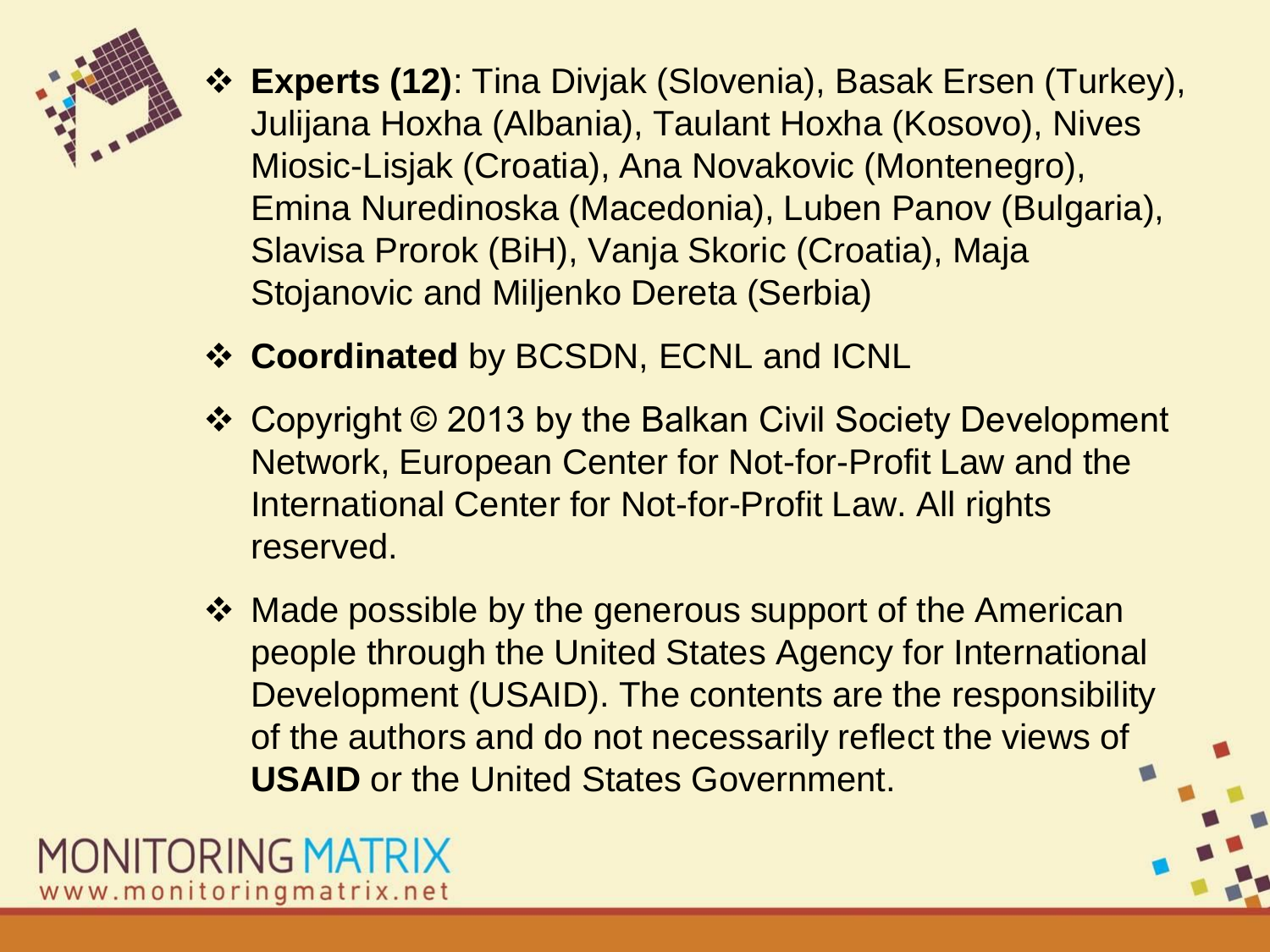- **Experts (12)**: Tina Divjak (Slovenia), Basak Ersen (Turkey), Julijana Hoxha (Albania), Taulant Hoxha (Kosovo), Nives Miosic-Lisjak (Croatia), Ana Novakovic (Montenegro), Emina Nuredinoska (Macedonia), Luben Panov (Bulgaria), Slavisa Prorok (BiH), Vanja Skoric (Croatia), Maja Stojanovic and Miljenko Dereta (Serbia)
- **Coordinated** by BCSDN, ECNL and ICNL
- Copyright © 2013 by the Balkan Civil Society Development Network, European Center for Not-for-Profit Law and the International Center for Not-for-Profit Law. All rights reserved.
- Made possible by the generous support of the American people through the United States Agency for International Development (USAID). The contents are the responsibility of the authors and do not necessarily reflect the views of **USAID** or the United States Government.

MONITORING MATRIX
www.monitoringmatrix.net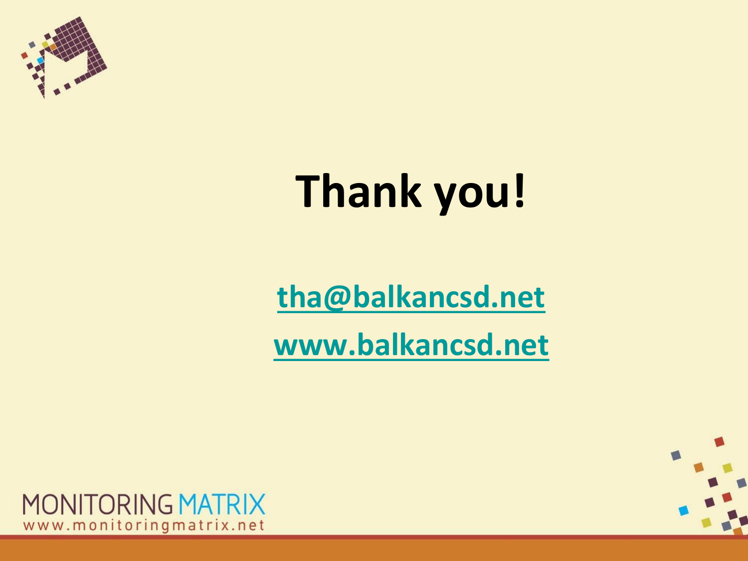# Thank you!

tha@balkancsd.net

www.balkancsd.net

MONITORING MATRIX
www.monitoringmatrix.net